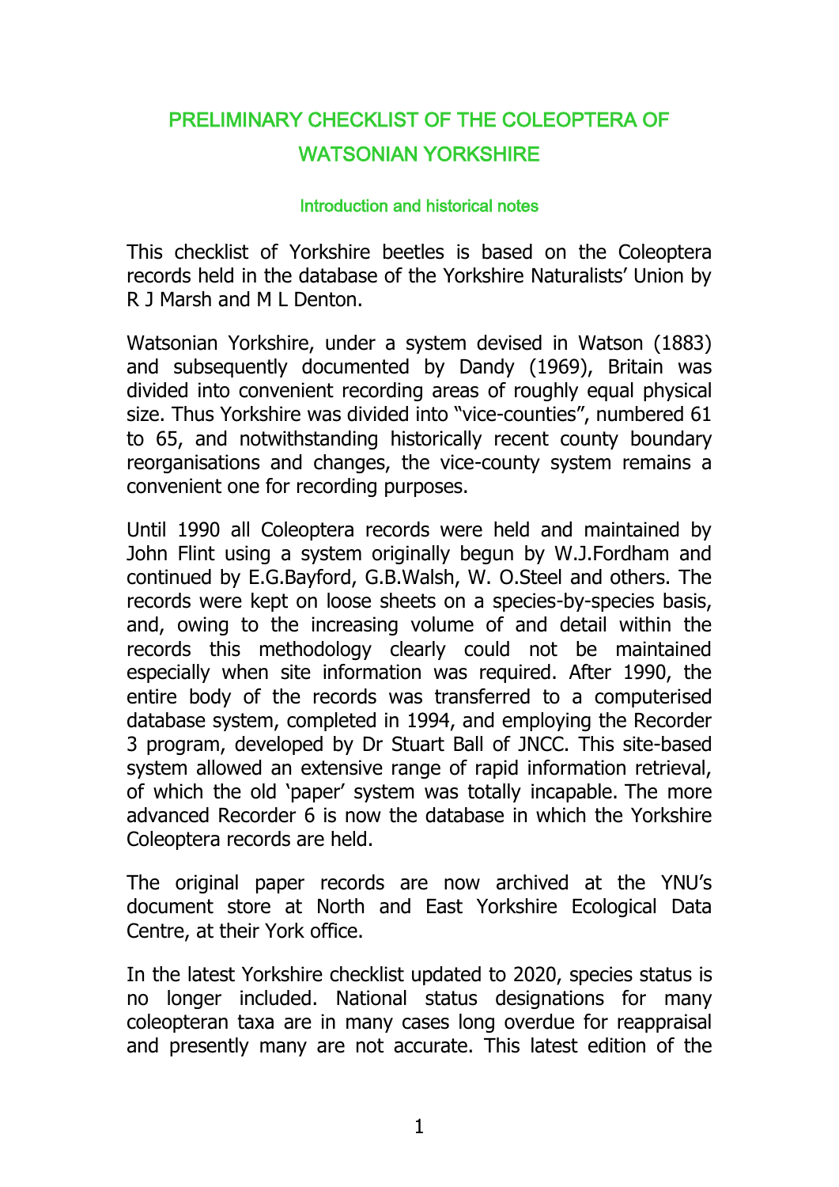# PRELIMINARY CHECKLIST OF THE COLEOPTERA OF WATSONIAN YORKSHIRE

## Introduction and historical notes

This checklist of Yorkshire beetles is based on the Coleoptera records held in the database of the Yorkshire Naturalists' Union by R J Marsh and M L Denton.

Watsonian Yorkshire, under a system devised in Watson (1883) and subsequently documented by Dandy (1969), Britain was divided into convenient recording areas of roughly equal physical size. Thus Yorkshire was divided into "vice-counties", numbered 61 to 65, and notwithstanding historically recent county boundary reorganisations and changes, the vice-county system remains a convenient one for recording purposes.

Until 1990 all Coleoptera records were held and maintained by John Flint using a system originally begun by W.J.Fordham and continued by E.G.Bayford, G.B.Walsh, W. O.Steel and others. The records were kept on loose sheets on a species-by-species basis, and, owing to the increasing volume of and detail within the records this methodology clearly could not be maintained especially when site information was required. After 1990, the entire body of the records was transferred to a computerised database system, completed in 1994, and employing the Recorder 3 program, developed by Dr Stuart Ball of JNCC. This site-based system allowed an extensive range of rapid information retrieval, of which the old 'paper' system was totally incapable. The more advanced Recorder 6 is now the database in which the Yorkshire Coleoptera records are held.

The original paper records are now archived at the YNU's document store at North and East Yorkshire Ecological Data Centre, at their York office.

In the latest Yorkshire checklist updated to 2020, species status is no longer included. National status designations for many coleopteran taxa are in many cases long overdue for reappraisal and presently many are not accurate. This latest edition of the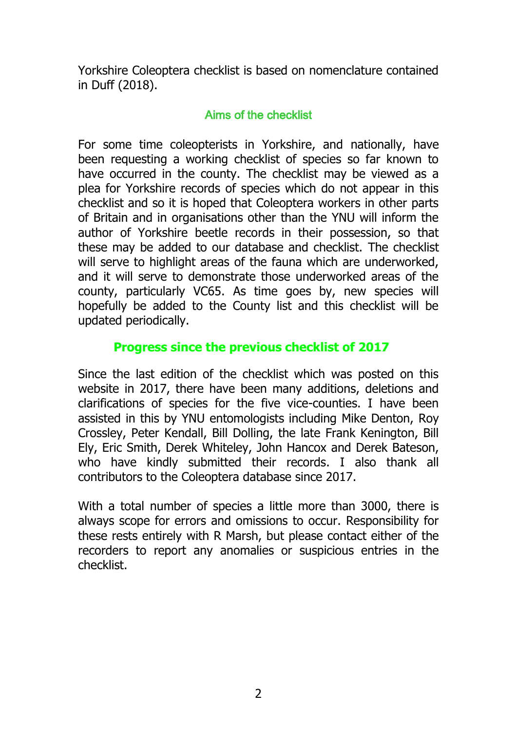Yorkshire Coleoptera checklist is based on nomenclature contained in Duff (2018).

## Aims of the checklist

For some time coleopterists in Yorkshire, and nationally, have been requesting a working checklist of species so far known to have occurred in the county. The checklist may be viewed as a plea for Yorkshire records of species which do not appear in this checklist and so it is hoped that Coleoptera workers in other parts of Britain and in organisations other than the YNU will inform the author of Yorkshire beetle records in their possession, so that these may be added to our database and checklist. The checklist will serve to highlight areas of the fauna which are underworked, and it will serve to demonstrate those underworked areas of the county, particularly VC65. As time goes by, new species will hopefully be added to the County list and this checklist will be updated periodically.

## Progress since the previous checklist of 2017

Since the last edition of the checklist which was posted on this website in 2017, there have been many additions, deletions and clarifications of species for the five vice-counties. I have been assisted in this by YNU entomologists including Mike Denton, Roy Crossley, Peter Kendall, Bill Dolling, the late Frank Kenington, Bill Ely, Eric Smith, Derek Whiteley, John Hancox and Derek Bateson, who have kindly submitted their records. I also thank all contributors to the Coleoptera database since 2017.

With a total number of species a little more than 3000, there is always scope for errors and omissions to occur. Responsibility for these rests entirely with R Marsh, but please contact either of the recorders to report any anomalies or suspicious entries in the checklist.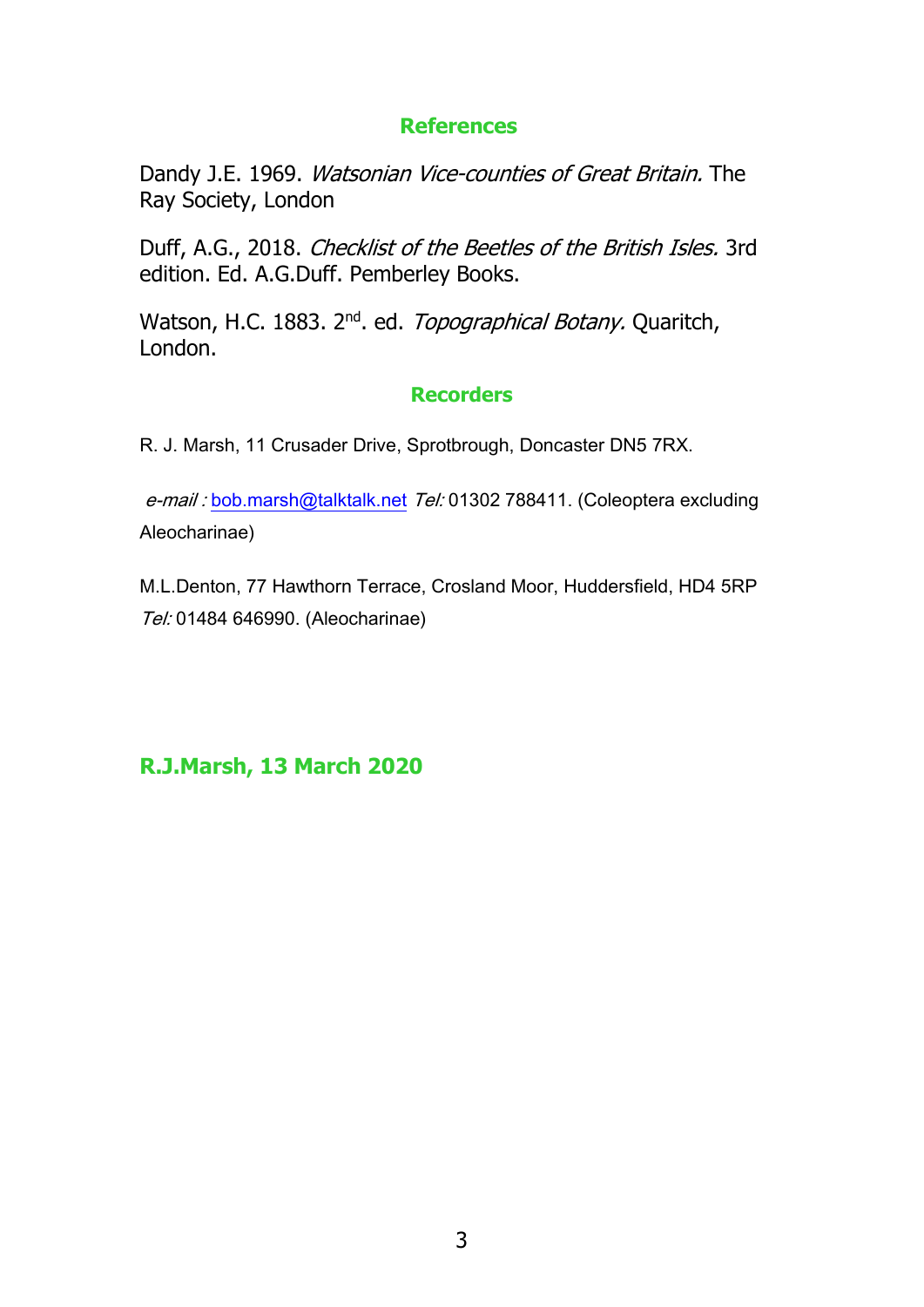## References

Dandy J.E. 1969. *Watsonian Vice-counties of Great Britain.* The Ray Society, London

Duff, A.G., 2018. *Checklist of the Beetles of the British Isles.* 3rd edition. Ed. A.G.Duff. Pemberley Books.

Watson, H.C. 1883. 2nd. ed. *Topographical Botany.* Quaritch, London.

## Recorders

R. J. Marsh, 11 Crusader Drive, Sprotbrough, Doncaster DN5 7RX.

*e-mail :* bob.marsh@talktalk.net *Tel:* 01302 788411. (Coleoptera excluding Aleocharinae)

M.L.Denton, 77 Hawthorn Terrace, Crosland Moor, Huddersfield, HD4 5RP *Tel:* 01484 646990. (Aleocharinae)

**R.J.Marsh, 13 March 2020**